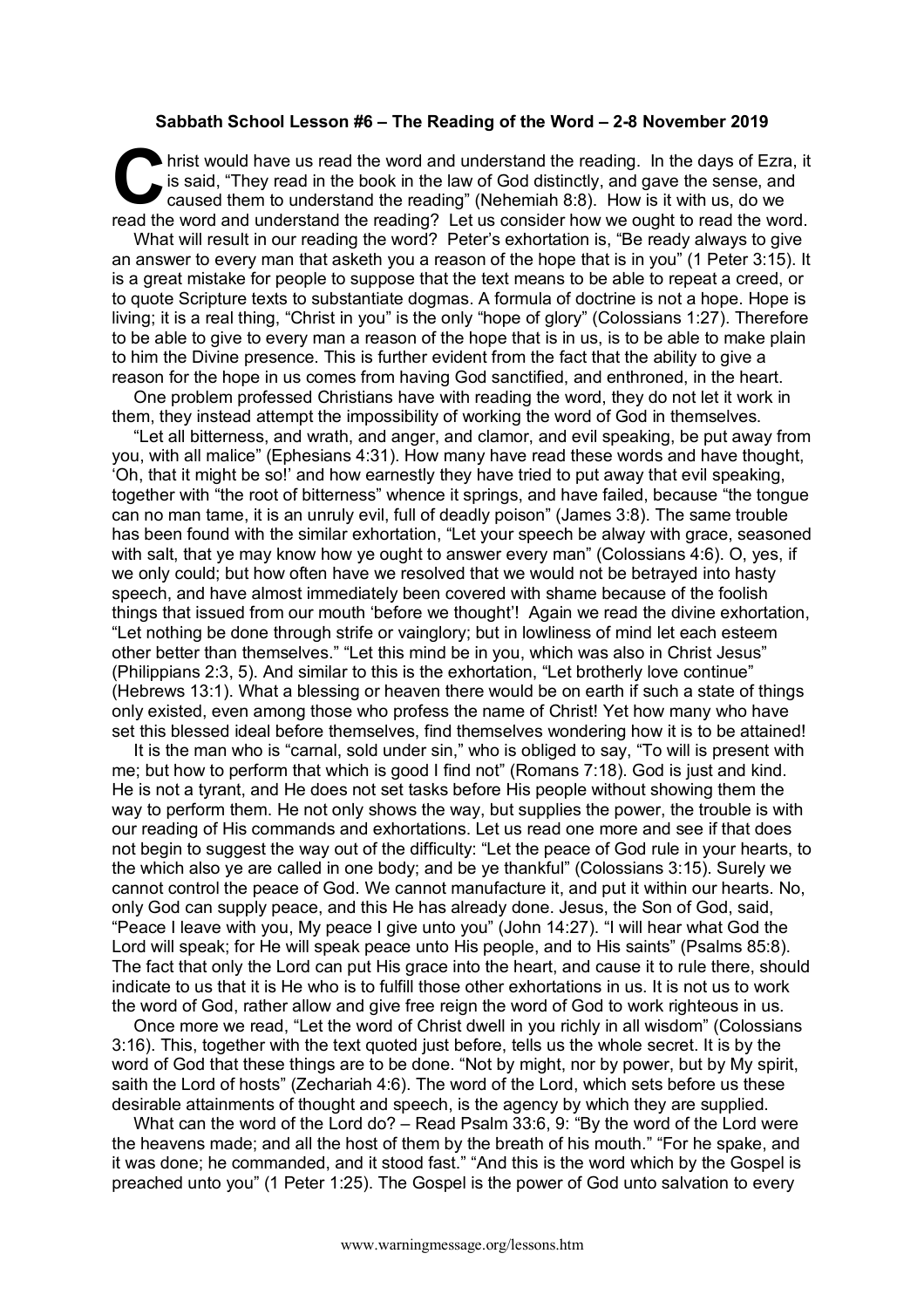**Sabbath School Lesson #6 – The Reading of the Word – 2-8 November 2019**

Christ would have us read the word and understand the reading. In the days of Ezra, it is said, "They read in the book in the law of God distinctly, and gave the sense, and caused them to understand the reading" (Nehemiah 8:8). How is it with us, do we read the word and understand the reading? Let us consider how we ought to read the word.

What will result in our reading the word? Peter's exhortation is, "Be ready always to give an answer to every man that asketh you a reason of the hope that is in you" (1 Peter 3:15). It is a great mistake for people to suppose that the text means to be able to repeat a creed, or to quote Scripture texts to substantiate dogmas. A formula of doctrine is not a hope. Hope is living; it is a real thing, "Christ in you" is the only "hope of glory" (Colossians 1:27). Therefore to be able to give to every man a reason of the hope that is in us, is to be able to make plain to him the Divine presence. This is further evident from the fact that the ability to give a reason for the hope in us comes from having God sanctified, and enthroned, in the heart.

One problem professed Christians have with reading the word, they do not let it work in them, they instead attempt the impossibility of working the word of God in themselves.

"Let all bitterness, and wrath, and anger, and clamor, and evil speaking, be put away from you, with all malice" (Ephesians 4:31). How many have read these words and have thought, 'Oh, that it might be so!' and how earnestly they have tried to put away that evil speaking, together with "the root of bitterness" whence it springs, and have failed, because "the tongue can no man tame, it is an unruly evil, full of deadly poison" (James 3:8). The same trouble has been found with the similar exhortation, "Let your speech be alway with grace, seasoned with salt, that ye may know how ye ought to answer every man" (Colossians 4:6). O, yes, if we only could; but how often have we resolved that we would not be betrayed into hasty speech, and have almost immediately been covered with shame because of the foolish things that issued from our mouth 'before we thought'! Again we read the divine exhortation, "Let nothing be done through strife or vainglory; but in lowliness of mind let each esteem other better than themselves." "Let this mind be in you, which was also in Christ Jesus" (Philippians 2:3, 5). And similar to this is the exhortation, "Let brotherly love continue" (Hebrews 13:1). What a blessing or heaven there would be on earth if such a state of things only existed, even among those who profess the name of Christ! Yet how many who have set this blessed ideal before themselves, find themselves wondering how it is to be attained!

It is the man who is "carnal, sold under sin," who is obliged to say, "To will is present with me; but how to perform that which is good I find not" (Romans 7:18). God is just and kind. He is not a tyrant, and He does not set tasks before His people without showing them the way to perform them. He not only shows the way, but supplies the power, the trouble is with our reading of His commands and exhortations. Let us read one more and see if that does not begin to suggest the way out of the difficulty: "Let the peace of God rule in your hearts, to the which also ye are called in one body; and be ye thankful" (Colossians 3:15). Surely we cannot control the peace of God. We cannot manufacture it, and put it within our hearts. No, only God can supply peace, and this He has already done. Jesus, the Son of God, said, "Peace I leave with you, My peace I give unto you" (John 14:27). "I will hear what God the Lord will speak; for He will speak peace unto His people, and to His saints" (Psalms 85:8). The fact that only the Lord can put His grace into the heart, and cause it to rule there, should indicate to us that it is He who is to fulfill those other exhortations in us. It is not us to work the word of God, rather allow and give free reign the word of God to work righteous in us.

Once more we read, "Let the word of Christ dwell in you richly in all wisdom" (Colossians 3:16). This, together with the text quoted just before, tells us the whole secret. It is by the word of God that these things are to be done. "Not by might, nor by power, but by My spirit, saith the Lord of hosts" (Zechariah 4:6). The word of the Lord, which sets before us these desirable attainments of thought and speech, is the agency by which they are supplied.

What can the word of the Lord do? – Read Psalm 33:6, 9: "By the word of the Lord were the heavens made; and all the host of them by the breath of his mouth." "For he spake, and it was done; he commanded, and it stood fast." "And this is the word which by the Gospel is preached unto you" (1 Peter 1:25). The Gospel is the power of God unto salvation to every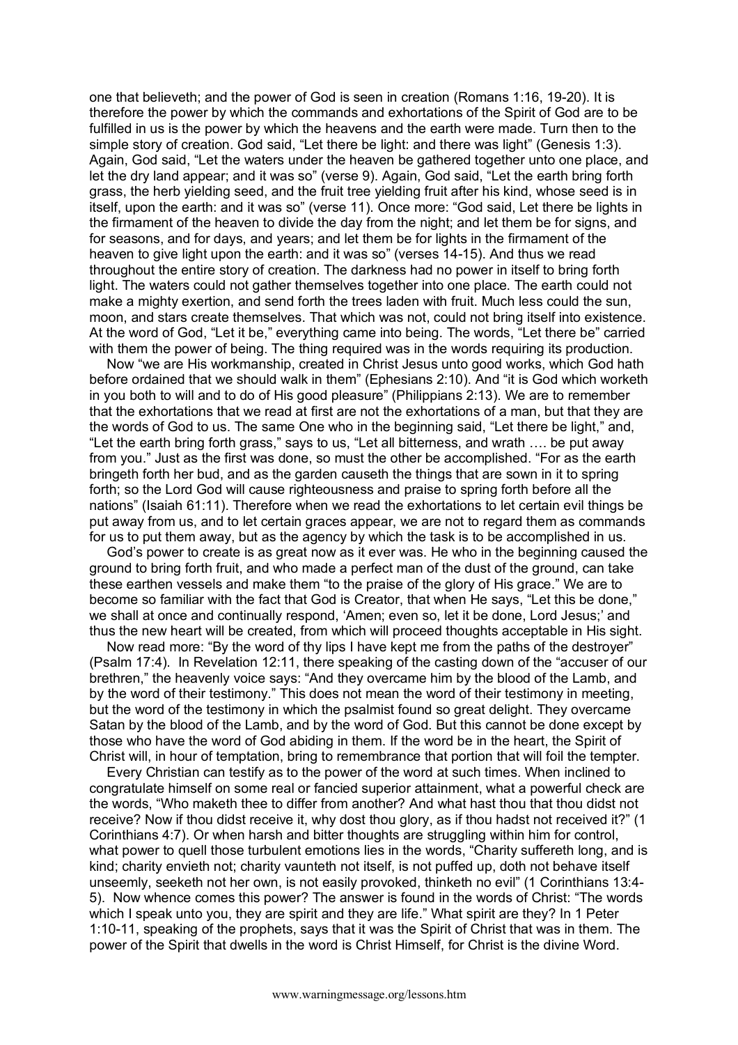one that believeth; and the power of God is seen in creation (Romans 1:16, 19-20). It is therefore the power by which the commands and exhortations of the Spirit of God are to be fulfilled in us is the power by which the heavens and the earth were made. Turn then to the simple story of creation. God said, "Let there be light: and there was light" (Genesis 1:3). Again, God said, "Let the waters under the heaven be gathered together unto one place, and let the dry land appear; and it was so" (verse 9). Again, God said, "Let the earth bring forth grass, the herb yielding seed, and the fruit tree yielding fruit after his kind, whose seed is in itself, upon the earth: and it was so" (verse 11). Once more: "God said, Let there be lights in the firmament of the heaven to divide the day from the night; and let them be for signs, and for seasons, and for days, and years; and let them be for lights in the firmament of the heaven to give light upon the earth: and it was so" (verses 14-15). And thus we read throughout the entire story of creation. The darkness had no power in itself to bring forth light. The waters could not gather themselves together into one place. The earth could not make a mighty exertion, and send forth the trees laden with fruit. Much less could the sun, moon, and stars create themselves. That which was not, could not bring itself into existence. At the word of God, "Let it be," everything came into being. The words, "Let there be" carried with them the power of being. The thing required was in the words requiring its production.

Now "we are His workmanship, created in Christ Jesus unto good works, which God hath before ordained that we should walk in them" (Ephesians 2:10). And "it is God which worketh in you both to will and to do of His good pleasure" (Philippians 2:13). We are to remember that the exhortations that we read at first are not the exhortations of a man, but that they are the words of God to us. The same One who in the beginning said, "Let there be light," and, "Let the earth bring forth grass," says to us, "Let all bitterness, and wrath …. be put away from you." Just as the first was done, so must the other be accomplished. "For as the earth bringeth forth her bud, and as the garden causeth the things that are sown in it to spring forth; so the Lord God will cause righteousness and praise to spring forth before all the nations" (Isaiah 61:11). Therefore when we read the exhortations to let certain evil things be put away from us, and to let certain graces appear, we are not to regard them as commands for us to put them away, but as the agency by which the task is to be accomplished in us.

God's power to create is as great now as it ever was. He who in the beginning caused the ground to bring forth fruit, and who made a perfect man of the dust of the ground, can take these earthen vessels and make them "to the praise of the glory of His grace." We are to become so familiar with the fact that God is Creator, that when He says, "Let this be done," we shall at once and continually respond, 'Amen; even so, let it be done, Lord Jesus;' and thus the new heart will be created, from which will proceed thoughts acceptable in His sight.

Now read more: "By the word of thy lips I have kept me from the paths of the destroyer" (Psalm 17:4). In Revelation 12:11, there speaking of the casting down of the "accuser of our brethren," the heavenly voice says: "And they overcame him by the blood of the Lamb, and by the word of their testimony." This does not mean the word of their testimony in meeting, but the word of the testimony in which the psalmist found so great delight. They overcame Satan by the blood of the Lamb, and by the word of God. But this cannot be done except by those who have the word of God abiding in them. If the word be in the heart, the Spirit of Christ will, in hour of temptation, bring to remembrance that portion that will foil the tempter.

Every Christian can testify as to the power of the word at such times. When inclined to congratulate himself on some real or fancied superior attainment, what a powerful check are the words, "Who maketh thee to differ from another? And what hast thou that thou didst not receive? Now if thou didst receive it, why dost thou glory, as if thou hadst not received it?" (1 Corinthians 4:7). Or when harsh and bitter thoughts are struggling within him for control, what power to quell those turbulent emotions lies in the words, "Charity suffereth long, and is kind; charity envieth not; charity vaunteth not itself, is not puffed up, doth not behave itself unseemly, seeketh not her own, is not easily provoked, thinketh no evil" (1 Corinthians 13:4-5). Now whence comes this power? The answer is found in the words of Christ: "The words which I speak unto you, they are spirit and they are life." What spirit are they? In 1 Peter 1:10-11, speaking of the prophets, says that it was the Spirit of Christ that was in them. The power of the Spirit that dwells in the word is Christ Himself, for Christ is the divine Word.